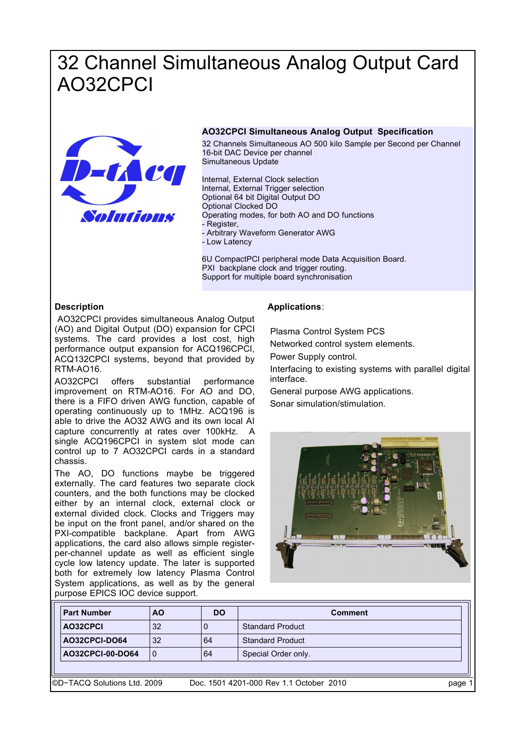# 32 Channel Simultaneous Analog Output Card AO32CPCI

**AO32CPCI Simultaneous Analog Output Specification**

32 Channels Simultaneous AO 500 kilo Sample per Second per Channel
16-bit DAC Device per channel
Simultaneous Update

Internal, External Clock selection
Internal, External Trigger selection
Optional 64 bit Digital Output DO
Optional Clocked DO
Operating modes, for both AO and DO functions
- Register,
- Arbitrary Waveform Generator AWG
- Low Latency

6U CompactPCI peripheral mode Data Acquisition Board.
PXI backplane clock and trigger routing.
Support for multiple board synchronisation

## Description

AO32CPCI provides simultaneous Analog Output (AO) and Digital Output (DO) expansion for CPCI systems. The card provides a lost cost, high performance output expansion for ACQ196CPCI, ACQ132CPCI systems, beyond that provided by RTM-AO16.

AO32CPCI offers substantial performance improvement on RTM-AO16. For AO and DO, there is a FIFO driven AWG function, capable of operating continuously up to 1MHz. ACQ196 is able to drive the AO32 AWG and its own local AI capture concurrently at rates over 100kHz. A single ACQ196CPCI in system slot mode can control up to 7 AO32CPCI cards in a standard chassis.

The AO, DO functions maybe be triggered externally. The card features two separate clock counters, and the both functions may be clocked either by an internal clock, external clock or external divided clock. Clocks and Triggers may be input on the front panel, and/or shared on the PXI-compatible backplane. Apart from AWG applications, the card also allows simple register-per-channel update as well as efficient single cycle low latency update. The later is supported both for extremely low latency Plasma Control System applications, as well as by the general purpose EPICS IOC device support.

## Applications:

Plasma Control System PCS

Networked control system elements.

Power Supply control.

Interfacing to existing systems with parallel digital interface.

General purpose AWG applications.

Sonar simulation/stimulation.

| Part Number | AO | DO | Comment |
|---|---|---|---|
| **AO32CPCI** | 32 | 0 | Standard Product |
| **AO32CPCI-DO64** | 32 | 64 | Standard Product |
| **AO32CPCI-00-DO64** | 0 | 64 | Special Order only. |

©D−TACQ Solutions Ltd. 2009 Doc. 1501 4201-000 Rev 1.1 October 2010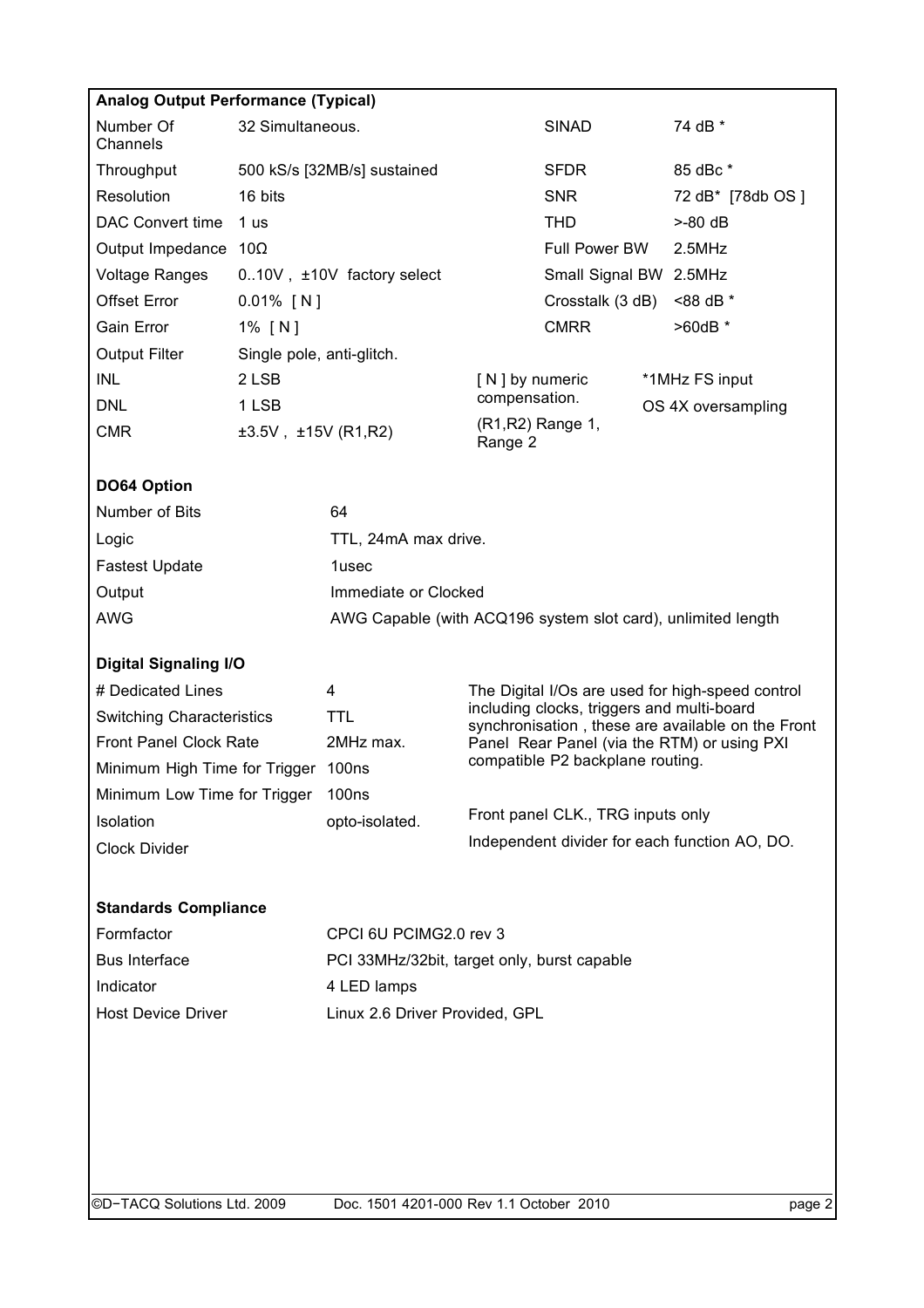**Analog Output Performance (Typical)**

| | | | |
|---|---|---|---|
| Number Of Channels | 32 Simultaneous. | SINAD | 74 dB * |
| Throughput | 500 kS/s [32MB/s] sustained | SFDR | 85 dBc * |
| Resolution | 16 bits | SNR | 72 dB* [78db OS ] |
| DAC Convert time | 1 us | THD | >-80 dB |
| Output Impedance | 10Ω | Full Power BW | 2.5MHz |
| Voltage Ranges | 0..10V , ±10V factory select | Small Signal BW | 2.5MHz |
| Offset Error | 0.01% [ N ] | Crosstalk (3 dB) | <88 dB * |
| Gain Error | 1% [ N ] | CMRR | >60dB * |
| Output Filter | Single pole, anti-glitch. | | |
| INL | 2 LSB | [ N ] by numeric compensation. | *1MHz FS input |
| DNL | 1 LSB | | OS 4X oversampling |
| CMR | ±3.5V , ±15V (R1,R2) | (R1,R2) Range 1, Range 2 | |

**DO64 Option**

| | |
|---|---|
| Number of Bits | 64 |
| Logic | TTL, 24mA max drive. |
| Fastest Update | 1usec |
| Output | Immediate or Clocked |
| AWG | AWG Capable (with ACQ196 system slot card), unlimited length |

**Digital Signaling I/O**

| | | |
|---|---|---|
| # Dedicated Lines | 4 | The Digital I/Os are used for high-speed control including clocks, triggers and multi-board synchronisation , these are available on the Front Panel Rear Panel (via the RTM) or using PXI compatible P2 backplane routing. |
| Switching Characteristics | TTL | |
| Front Panel Clock Rate | 2MHz max. | |
| Minimum High Time for Trigger | 100ns | |
| Minimum Low Time for Trigger | 100ns | |
| Isolation | opto-isolated. | Front panel CLK., TRG inputs only |
| Clock Divider | | Independent divider for each function AO, DO. |

**Standards Compliance**

| | |
|---|---|
| Formfactor | CPCI 6U PCIMG2.0 rev 3 |
| Bus Interface | PCI 33MHz/32bit, target only, burst capable |
| Indicator | 4 LED lamps |
| Host Device Driver | Linux 2.6 Driver Provided, GPL |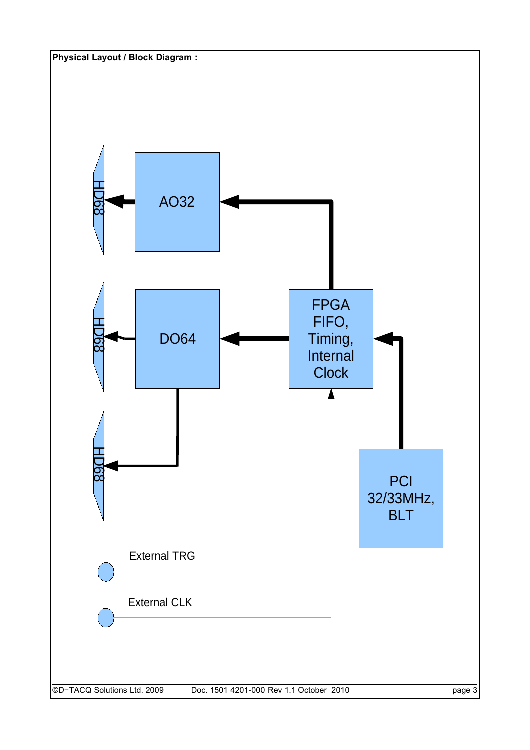**Physical Layout / Block Diagram :**

HD68

AO32

HD68

DO64

FPGA FIFO, Timing, Internal Clock

HD68

PCI 32/33MHz, BLT

External TRG

External CLK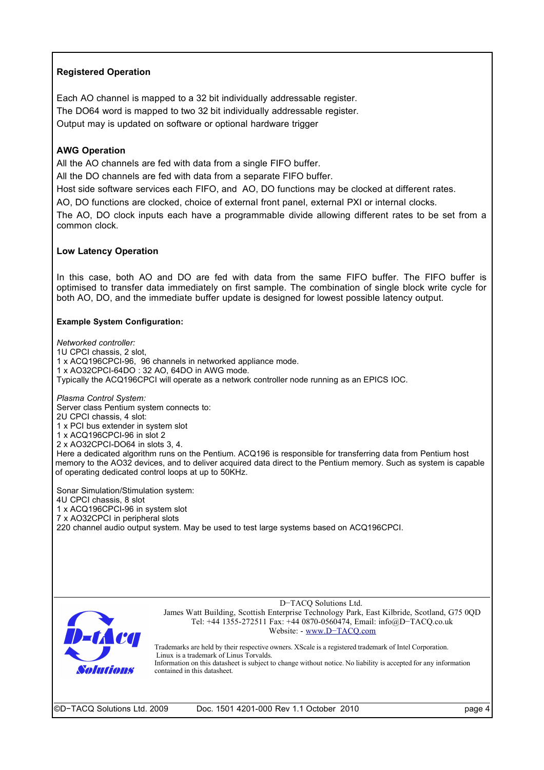**Registered Operation**

Each AO channel is mapped to a 32 bit individually addressable register.
The DO64 word is mapped to two 32 bit individually addressable register.
Output may is updated on software or optional hardware trigger

**AWG Operation**

All the AO channels are fed with data from a single FIFO buffer.

All the DO channels are fed with data from a separate FIFO buffer.

Host side software services each FIFO, and AO, DO functions may be clocked at different rates.

AO, DO functions are clocked, choice of external front panel, external PXI or internal clocks.

The AO, DO clock inputs each have a programmable divide allowing different rates to be set from a common clock.

**Low Latency Operation**

In this case, both AO and DO are fed with data from the same FIFO buffer. The FIFO buffer is optimised to transfer data immediately on first sample. The combination of single block write cycle for both AO, DO, and the immediate buffer update is designed for lowest possible latency output.

**Example System Configuration:**

*Networked controller:*
1U CPCI chassis, 2 slot,
1 x ACQ196CPCI-96, 96 channels in networked appliance mode.
1 x AO32CPCI-64DO : 32 AO, 64DO in AWG mode.
Typically the ACQ196CPCI will operate as a network controller node running as an EPICS IOC.

*Plasma Control System:*
Server class Pentium system connects to:
2U CPCI chassis, 4 slot:
1 x PCI bus extender in system slot
1 x ACQ196CPCI-96 in slot 2
2 x AO32CPCI-DO64 in slots 3, 4.
Here a dedicated algorithm runs on the Pentium. ACQ196 is responsible for transferring data from Pentium host memory to the AO32 devices, and to deliver acquired data direct to the Pentium memory. Such as system is capable of operating dedicated control loops at up to 50KHz.

Sonar Simulation/Stimulation system:
4U CPCI chassis, 8 slot
1 x ACQ196CPCI-96 in system slot
7 x AO32CPCI in peripheral slots
220 channel audio output system. May be used to test large systems based on ACQ196CPCI.

D−TACQ Solutions Ltd.
James Watt Building, Scottish Enterprise Technology Park, East Kilbride, Scotland, G75 0QD
Tel: +44 1355-272511 Fax: +44 0870-0560474, Email: info@D−TACQ.co.uk
Website: - [www.D−TACQ.com](http://www.D-TACQ.com)

Trademarks are held by their respective owners. XScale is a registered trademark of Intel Corporation.
Linux is a trademark of Linus Torvalds.
Information on this datasheet is subject to change without notice. No liability is accepted for any information contained in this datasheet.

©D−TACQ Solutions Ltd. 2009 Doc. 1501 4201-000 Rev 1.1 October 2010